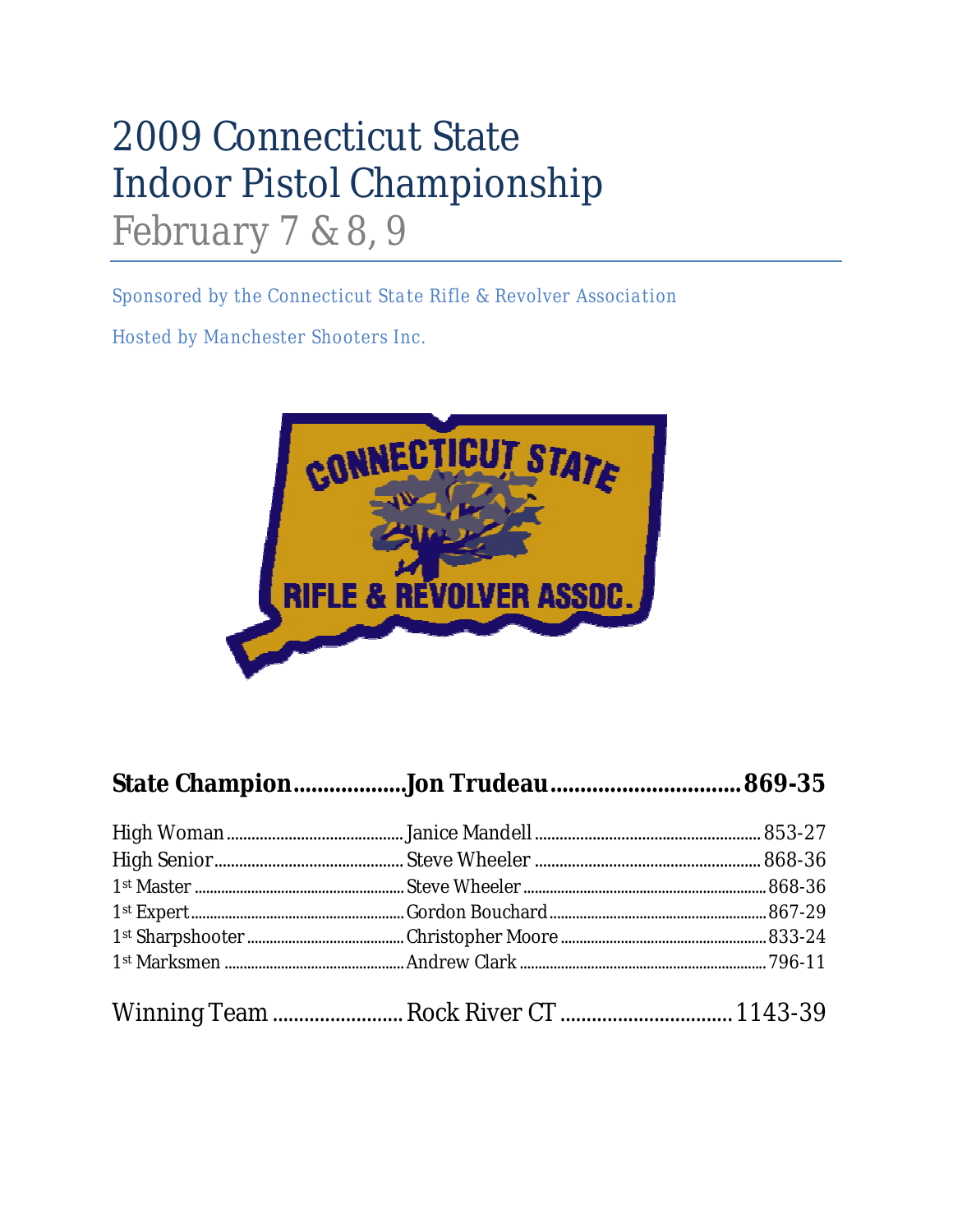# 2009 Connecticut State Indoor Pistol Championship

## February 7 & 8, 9

Sponsored by the Connecticut State Rifle & Revolver Association

Hosted by Manchester Shooters Inc.

| | | |
|---|---|---|
| **State Champion** | **Jon Trudeau** | **869-35** |
| High Woman | Janice Mandell | 853-27 |
| High Senior | Steve Wheeler | 868-36 |
| 1st Master | Steve Wheeler | 868-36 |
| 1st Expert | Gordon Bouchard | 867-29 |
| 1st Sharpshooter | Christopher Moore | 833-24 |
| 1st Marksmen | Andrew Clark | 796-11 |
| Winning Team | Rock River CT | 1143-39 |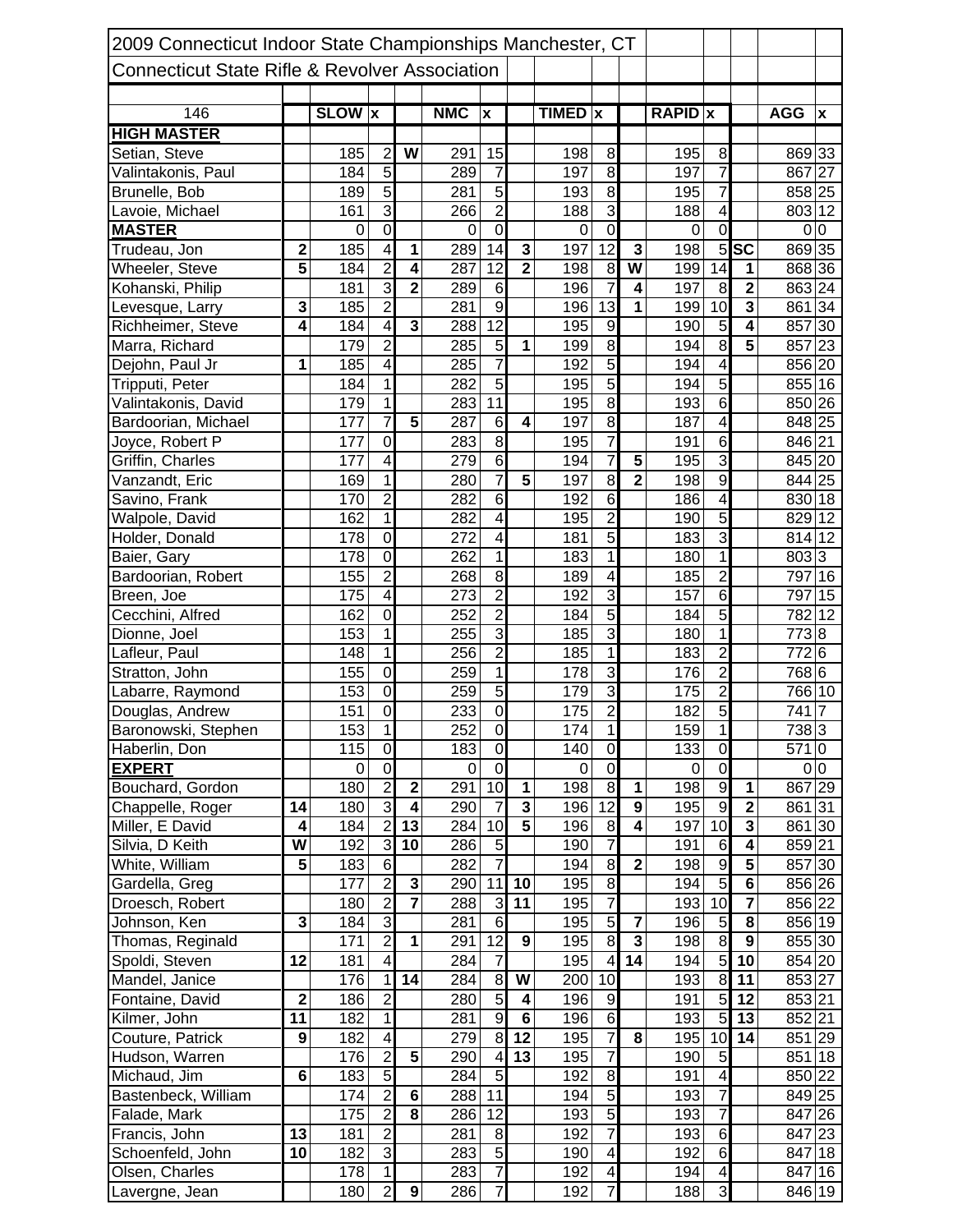| 2009 Connecticut Indoor State Championships Manchester, CT | | | | | | | | | | | | | | | |
|---|---|---|---|---|---|---|---|---|---|---|---|---|---|---|---|
| Connecticut State Rifle & Revolver Association | | | | | | | | | | | | | | | |
| 146 | | SLOW | x | | NMC | x | | TIMED | x | | RAPID | x | | AGG | x |
| **HIGH MASTER** | | | | | | | | | | | | | | | |
| Setian, Steve | | 185 | 2 | **W** | 291 | 15 | | 198 | 8 | | 195 | 8 | | 869 | 33 |
| Valintakonis, Paul | | 184 | 5 | | 289 | 7 | | 197 | 8 | | 197 | 7 | | 867 | 27 |
| Brunelle, Bob | | 189 | 5 | | 281 | 5 | | 193 | 8 | | 195 | 7 | | 858 | 25 |
| Lavoie, Michael | | 161 | 3 | | 266 | 2 | | 188 | 3 | | 188 | 4 | | 803 | 12 |
| **MASTER** | | 0 | 0 | | 0 | 0 | | 0 | 0 | | 0 | 0 | | 0 | 0 |
| Trudeau, Jon | **2** | 185 | 4 | **1** | 289 | 14 | **3** | 197 | 12 | **3** | 198 | 5 | **SC** | 869 | 35 |
| Wheeler, Steve | **5** | 184 | 2 | **4** | 287 | 12 | **2** | 198 | 8 | **W** | 199 | 14 | **1** | 868 | 36 |
| Kohanski, Philip | | 181 | 3 | **2** | 289 | 6 | | 196 | 7 | **4** | 197 | 8 | **2** | 863 | 24 |
| Levesque, Larry | **3** | 185 | 2 | | 281 | 9 | | 196 | 13 | **1** | 199 | 10 | **3** | 861 | 34 |
| Richheimer, Steve | **4** | 184 | 4 | **3** | 288 | 12 | | 195 | 9 | | 190 | 5 | **4** | 857 | 30 |
| Marra, Richard | | 179 | 2 | | 285 | 5 | **1** | 199 | 8 | | 194 | 8 | **5** | 857 | 23 |
| Dejohn, Paul Jr | **1** | 185 | 4 | | 285 | 7 | | 192 | 5 | | 194 | 4 | | 856 | 20 |
| Tripputi, Peter | | 184 | 1 | | 282 | 5 | | 195 | 5 | | 194 | 5 | | 855 | 16 |
| Valintakonis, David | | 179 | 1 | | 283 | 11 | | 195 | 8 | | 193 | 6 | | 850 | 26 |
| Bardoorian, Michael | | 177 | 7 | **5** | 287 | 6 | **4** | 197 | 8 | | 187 | 4 | | 848 | 25 |
| Joyce, Robert P | | 177 | 0 | | 283 | 8 | | 195 | 7 | | 191 | 6 | | 846 | 21 |
| Griffin, Charles | | 177 | 4 | | 279 | 6 | | 194 | 7 | **5** | 195 | 3 | | 845 | 20 |
| Vanzandt, Eric | | 169 | 1 | | 280 | 7 | **5** | 197 | 8 | **2** | 198 | 9 | | 844 | 25 |
| Savino, Frank | | 170 | 2 | | 282 | 6 | | 192 | 6 | | 186 | 4 | | 830 | 18 |
| Walpole, David | | 162 | 1 | | 282 | 4 | | 195 | 2 | | 190 | 5 | | 829 | 12 |
| Holder, Donald | | 178 | 0 | | 272 | 4 | | 181 | 5 | | 183 | 3 | | 814 | 12 |
| Baier, Gary | | 178 | 0 | | 262 | 1 | | 183 | 1 | | 180 | 1 | | 803 | 3 |
| Bardoorian, Robert | | 155 | 2 | | 268 | 8 | | 189 | 4 | | 185 | 2 | | 797 | 16 |
| Breen, Joe | | 175 | 4 | | 273 | 2 | | 192 | 3 | | 157 | 6 | | 797 | 15 |
| Cecchini, Alfred | | 162 | 0 | | 252 | 2 | | 184 | 5 | | 184 | 5 | | 782 | 12 |
| Dionne, Joel | | 153 | 1 | | 255 | 3 | | 185 | 3 | | 180 | 1 | | 773 | 8 |
| Lafleur, Paul | | 148 | 1 | | 256 | 2 | | 185 | 1 | | 183 | 2 | | 772 | 6 |
| Stratton, John | | 155 | 0 | | 259 | 1 | | 178 | 3 | | 176 | 2 | | 768 | 6 |
| Labarre, Raymond | | 153 | 0 | | 259 | 5 | | 179 | 3 | | 175 | 2 | | 766 | 10 |
| Douglas, Andrew | | 151 | 0 | | 233 | 0 | | 175 | 2 | | 182 | 5 | | 741 | 7 |
| Baronowski, Stephen | | 153 | 1 | | 252 | 0 | | 174 | 1 | | 159 | 1 | | 738 | 3 |
| Haberlin, Don | | 115 | 0 | | 183 | 0 | | 140 | 0 | | 133 | 0 | | 571 | 0 |
| **EXPERT** | | 0 | 0 | | 0 | 0 | | 0 | 0 | | 0 | 0 | | 0 | 0 |
| Bouchard, Gordon | | 180 | 2 | **2** | 291 | 10 | **1** | 198 | 8 | **1** | 198 | 9 | **1** | 867 | 29 |
| Chappelle, Roger | **14** | 180 | 3 | **4** | 290 | 7 | **3** | 196 | 12 | **9** | 195 | 9 | **2** | 861 | 31 |
| Miller, E David | **4** | 184 | 2 | **13** | 284 | 10 | **5** | 196 | 8 | **4** | 197 | 10 | **3** | 861 | 30 |
| Silvia, D Keith | **W** | 192 | 3 | **10** | 286 | 5 | | 190 | 7 | | 191 | 6 | **4** | 859 | 21 |
| White, William | **5** | 183 | 6 | | 282 | 7 | | 194 | 8 | **2** | 198 | 9 | **5** | 857 | 30 |
| Gardella, Greg | | 177 | 2 | **3** | 290 | 11 | **10** | 195 | 8 | | 194 | 5 | **6** | 856 | 26 |
| Droesch, Robert | | 180 | 2 | **7** | 288 | 3 | **11** | 195 | 7 | | 193 | 10 | **7** | 856 | 22 |
| Johnson, Ken | **3** | 184 | 3 | | 281 | 6 | | 195 | 5 | **7** | 196 | 5 | **8** | 856 | 19 |
| Thomas, Reginald | | 171 | 2 | **1** | 291 | 12 | **9** | 195 | 8 | **3** | 198 | 8 | **9** | 855 | 30 |
| Spoldi, Steven | **12** | 181 | 4 | | 284 | 7 | | 195 | 4 | **14** | 194 | 5 | **10** | 854 | 20 |
| Mandel, Janice | | 176 | 1 | **14** | 284 | 8 | **W** | 200 | 10 | | 193 | 8 | **11** | 853 | 27 |
| Fontaine, David | **2** | 186 | 2 | | 280 | 5 | **4** | 196 | 9 | | 191 | 5 | **12** | 853 | 21 |
| Kilmer, John | **11** | 182 | 1 | | 281 | 9 | **6** | 196 | 6 | | 193 | 5 | **13** | 852 | 21 |
| Couture, Patrick | **9** | 182 | 4 | | 279 | 8 | **12** | 195 | 7 | **8** | 195 | 10 | **14** | 851 | 29 |
| Hudson, Warren | | 176 | 2 | **5** | 290 | 4 | **13** | 195 | 7 | | 190 | 5 | | 851 | 18 |
| Michaud, Jim | **6** | 183 | 5 | | 284 | 5 | | 192 | 8 | | 191 | 4 | | 850 | 22 |
| Bastenbeck, William | | 174 | 2 | **6** | 288 | 11 | | 194 | 5 | | 193 | 7 | | 849 | 25 |
| Falade, Mark | | 175 | 2 | **8** | 286 | 12 | | 193 | 5 | | 193 | 7 | | 847 | 26 |
| Francis, John | **13** | 181 | 2 | | 281 | 8 | | 192 | 7 | | 193 | 6 | | 847 | 23 |
| Schoenfeld, John | **10** | 182 | 3 | | 283 | 5 | | 190 | 4 | | 192 | 6 | | 847 | 18 |
| Olsen, Charles | | 178 | 1 | | 283 | 7 | | 192 | 4 | | 194 | 4 | | 847 | 16 |
| Lavergne, Jean | | 180 | 2 | **9** | 286 | 7 | | 192 | 7 | | 188 | 3 | | 846 | 19 |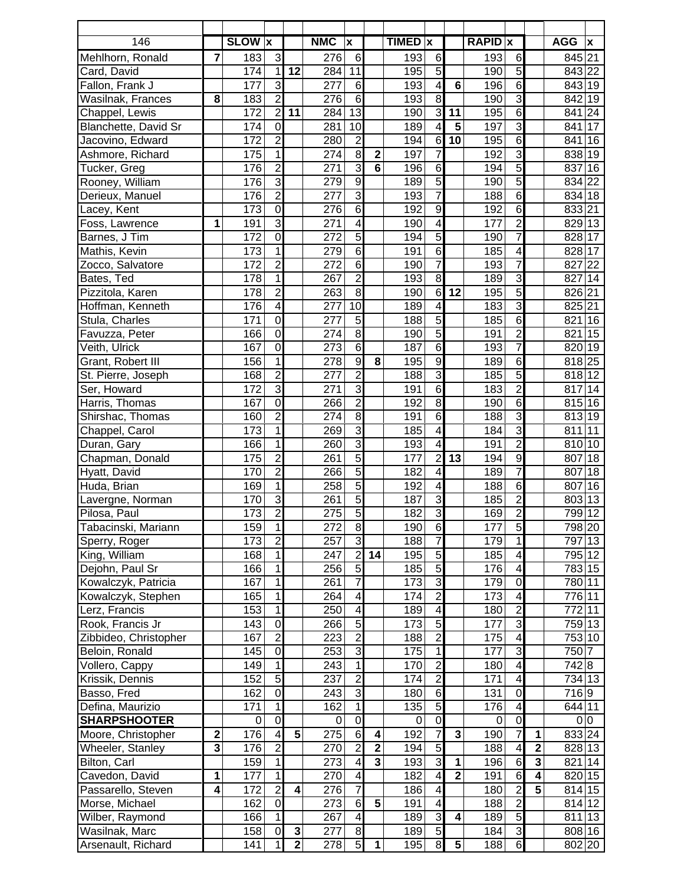| 146 | | SLOW | x | | NMC | x | | TIMED | x | | RAPID | x | | AGG | x |
|---|---|---|---|---|---|---|---|---|---|---|---|---|---|---|---|
| Mehlhorn, Ronald | 7 | 183 | 3 | | 276 | 6 | | 193 | 6 | | 193 | 6 | | 845 | 21 |
| Card, David | | 174 | 1 | 12 | 284 | 11 | | 195 | 5 | | 190 | 5 | | 843 | 22 |
| Fallon, Frank J | | 177 | 3 | | 277 | 6 | | 193 | 4 | 6 | 196 | 6 | | 843 | 19 |
| Wasilnak, Frances | 8 | 183 | 2 | | 276 | 6 | | 193 | 8 | | 190 | 3 | | 842 | 19 |
| Chappel, Lewis | | 172 | 2 | 11 | 284 | 13 | | 190 | 3 | 11 | 195 | 6 | | 841 | 24 |
| Blanchette, David Sr | | 174 | 0 | | 281 | 10 | | 189 | 4 | 5 | 197 | 3 | | 841 | 17 |
| Jacovino, Edward | | 172 | 2 | | 280 | 2 | | 194 | 6 | 10 | 195 | 6 | | 841 | 16 |
| Ashmore, Richard | | 175 | 1 | | 274 | 8 | 2 | 197 | 7 | | 192 | 3 | | 838 | 19 |
| Tucker, Greg | | 176 | 2 | | 271 | 3 | 6 | 196 | 6 | | 194 | 5 | | 837 | 16 |
| Rooney, William | | 176 | 3 | | 279 | 9 | | 189 | 5 | | 190 | 5 | | 834 | 22 |
| Derieux, Manuel | | 176 | 2 | | 277 | 3 | | 193 | 7 | | 188 | 6 | | 834 | 18 |
| Lacey, Kent | | 173 | 0 | | 276 | 6 | | 192 | 9 | | 192 | 6 | | 833 | 21 |
| Foss, Lawrence | 1 | 191 | 3 | | 271 | 4 | | 190 | 4 | | 177 | 2 | | 829 | 13 |
| Barnes, J Tim | | 172 | 0 | | 272 | 5 | | 194 | 5 | | 190 | 7 | | 828 | 17 |
| Mathis, Kevin | | 173 | 1 | | 279 | 6 | | 191 | 6 | | 185 | 4 | | 828 | 17 |
| Zocco, Salvatore | | 172 | 2 | | 272 | 6 | | 190 | 7 | | 193 | 7 | | 827 | 22 |
| Bates, Ted | | 178 | 1 | | 267 | 2 | | 193 | 8 | | 189 | 3 | | 827 | 14 |
| Pizzitola, Karen | | 178 | 2 | | 263 | 8 | | 190 | 6 | 12 | 195 | 5 | | 826 | 21 |
| Hoffman, Kenneth | | 176 | 4 | | 277 | 10 | | 189 | 4 | | 183 | 3 | | 825 | 21 |
| Stula, Charles | | 171 | 0 | | 277 | 5 | | 188 | 5 | | 185 | 6 | | 821 | 16 |
| Favuzza, Peter | | 166 | 0 | | 274 | 8 | | 190 | 5 | | 191 | 2 | | 821 | 15 |
| Veith, Ulrick | | 167 | 0 | | 273 | 6 | | 187 | 6 | | 193 | 7 | | 820 | 19 |
| Grant, Robert III | | 156 | 1 | | 278 | 9 | 8 | 195 | 9 | | 189 | 6 | | 818 | 25 |
| St. Pierre, Joseph | | 168 | 2 | | 277 | 2 | | 188 | 3 | | 185 | 5 | | 818 | 12 |
| Ser, Howard | | 172 | 3 | | 271 | 3 | | 191 | 6 | | 183 | 2 | | 817 | 14 |
| Harris, Thomas | | 167 | 0 | | 266 | 2 | | 192 | 8 | | 190 | 6 | | 815 | 16 |
| Shirshac, Thomas | | 160 | 2 | | 274 | 8 | | 191 | 6 | | 188 | 3 | | 813 | 19 |
| Chappel, Carol | | 173 | 1 | | 269 | 3 | | 185 | 4 | | 184 | 3 | | 811 | 11 |
| Duran, Gary | | 166 | 1 | | 260 | 3 | | 193 | 4 | | 191 | 2 | | 810 | 10 |
| Chapman, Donald | | 175 | 2 | | 261 | 5 | | 177 | 2 | 13 | 194 | 9 | | 807 | 18 |
| Hyatt, David | | 170 | 2 | | 266 | 5 | | 182 | 4 | | 189 | 7 | | 807 | 18 |
| Huda, Brian | | 169 | 1 | | 258 | 5 | | 192 | 4 | | 188 | 6 | | 807 | 16 |
| Lavergne, Norman | | 170 | 3 | | 261 | 5 | | 187 | 3 | | 185 | 2 | | 803 | 13 |
| Pilosa, Paul | | 173 | 2 | | 275 | 5 | | 182 | 3 | | 169 | 2 | | 799 | 12 |
| Tabacinski, Mariann | | 159 | 1 | | 272 | 8 | | 190 | 6 | | 177 | 5 | | 798 | 20 |
| Sperry, Roger | | 173 | 2 | | 257 | 3 | | 188 | 7 | | 179 | 1 | | 797 | 13 |
| King, William | | 168 | 1 | | 247 | 2 | 14 | 195 | 5 | | 185 | 4 | | 795 | 12 |
| Dejohn, Paul Sr | | 166 | 1 | | 256 | 5 | | 185 | 5 | | 176 | 4 | | 783 | 15 |
| Kowalczyk, Patricia | | 167 | 1 | | 261 | 7 | | 173 | 3 | | 179 | 0 | | 780 | 11 |
| Kowalczyk, Stephen | | 165 | 1 | | 264 | 4 | | 174 | 2 | | 173 | 4 | | 776 | 11 |
| Lerz, Francis | | 153 | 1 | | 250 | 4 | | 189 | 4 | | 180 | 2 | | 772 | 11 |
| Rook, Francis Jr | | 143 | 0 | | 266 | 5 | | 173 | 5 | | 177 | 3 | | 759 | 13 |
| Zibbideo, Christopher | | 167 | 2 | | 223 | 2 | | 188 | 2 | | 175 | 4 | | 753 | 10 |
| Beloin, Ronald | | 145 | 0 | | 253 | 3 | | 175 | 1 | | 177 | 3 | | 750 | 7 |
| Vollero, Cappy | | 149 | 1 | | 243 | 1 | | 170 | 2 | | 180 | 4 | | 742 | 8 |
| Krissik, Dennis | | 152 | 5 | | 237 | 2 | | 174 | 2 | | 171 | 4 | | 734 | 13 |
| Basso, Fred | | 162 | 0 | | 243 | 3 | | 180 | 6 | | 131 | 0 | | 716 | 9 |
| Defina, Maurizio | | 171 | 1 | | 162 | 1 | | 135 | 5 | | 176 | 4 | | 644 | 11 |
| **SHARPSHOOTER** | | 0 | 0 | | 0 | 0 | | 0 | 0 | | 0 | 0 | | 0 | 0 |
| Moore, Christopher | 2 | 176 | 4 | 5 | 275 | 6 | 4 | 192 | 7 | 3 | 190 | 7 | 1 | 833 | 24 |
| Wheeler, Stanley | 3 | 176 | 2 | | 270 | 2 | 2 | 194 | 5 | | 188 | 4 | 2 | 828 | 13 |
| Bilton, Carl | | 159 | 1 | | 273 | 4 | 3 | 193 | 3 | 1 | 196 | 6 | 3 | 821 | 14 |
| Cavedon, David | 1 | 177 | 1 | | 270 | 4 | | 182 | 4 | 2 | 191 | 6 | 4 | 820 | 15 |
| Passarello, Steven | 4 | 172 | 2 | 4 | 276 | 7 | | 186 | 4 | | 180 | 2 | 5 | 814 | 15 |
| Morse, Michael | | 162 | 0 | | 273 | 6 | 5 | 191 | 4 | | 188 | 2 | | 814 | 12 |
| Wilber, Raymond | | 166 | 1 | | 267 | 4 | | 189 | 3 | 4 | 189 | 5 | | 811 | 13 |
| Wasilnak, Marc | | 158 | 0 | 3 | 277 | 8 | | 189 | 5 | | 184 | 3 | | 808 | 16 |
| Arsenault, Richard | | 141 | 1 | 2 | 278 | 5 | 1 | 195 | 8 | 5 | 188 | 6 | | 802 | 20 |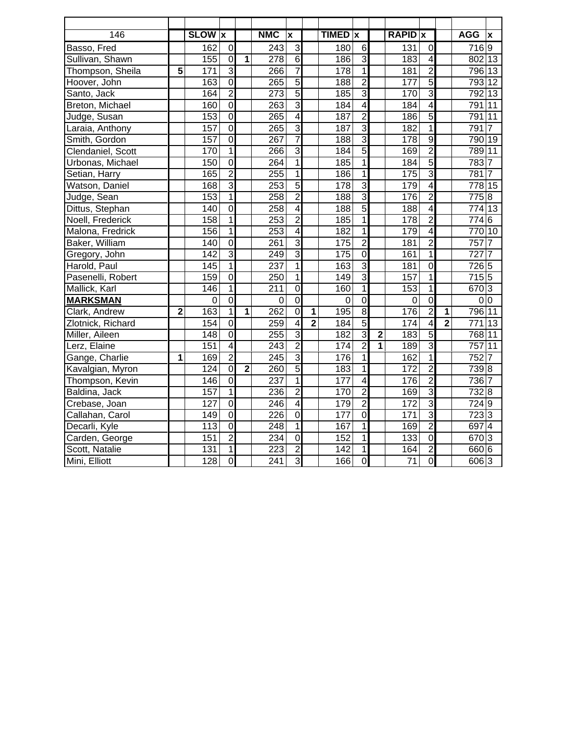| 146 | | SLOW | x | | NMC | x | | TIMED | x | | RAPID | x | | AGG | x |
|---|---|---|---|---|---|---|---|---|---|---|---|---|---|---|---|
| Basso, Fred | | 162 | 0 | | 243 | 3 | | 180 | 6 | | 131 | 0 | | 716 | 9 |
| Sullivan, Shawn | | 155 | 0 | 1 | 278 | 6 | | 186 | 3 | | 183 | 4 | | 802 | 13 |
| Thompson, Sheila | 5 | 171 | 3 | | 266 | 7 | | 178 | 1 | | 181 | 2 | | 796 | 13 |
| Hoover, John | | 163 | 0 | | 265 | 5 | | 188 | 2 | | 177 | 5 | | 793 | 12 |
| Santo, Jack | | 164 | 2 | | 273 | 5 | | 185 | 3 | | 170 | 3 | | 792 | 13 |
| Breton, Michael | | 160 | 0 | | 263 | 3 | | 184 | 4 | | 184 | 4 | | 791 | 11 |
| Judge, Susan | | 153 | 0 | | 265 | 4 | | 187 | 2 | | 186 | 5 | | 791 | 11 |
| Laraia, Anthony | | 157 | 0 | | 265 | 3 | | 187 | 3 | | 182 | 1 | | 791 | 7 |
| Smith, Gordon | | 157 | 0 | | 267 | 7 | | 188 | 3 | | 178 | 9 | | 790 | 19 |
| Clendaniel, Scott | | 170 | 1 | | 266 | 3 | | 184 | 5 | | 169 | 2 | | 789 | 11 |
| Urbonas, Michael | | 150 | 0 | | 264 | 1 | | 185 | 1 | | 184 | 5 | | 783 | 7 |
| Setian, Harry | | 165 | 2 | | 255 | 1 | | 186 | 1 | | 175 | 3 | | 781 | 7 |
| Watson, Daniel | | 168 | 3 | | 253 | 5 | | 178 | 3 | | 179 | 4 | | 778 | 15 |
| Judge, Sean | | 153 | 1 | | 258 | 2 | | 188 | 3 | | 176 | 2 | | 775 | 8 |
| Dittus, Stephan | | 140 | 0 | | 258 | 4 | | 188 | 5 | | 188 | 4 | | 774 | 13 |
| Noell, Frederick | | 158 | 1 | | 253 | 2 | | 185 | 1 | | 178 | 2 | | 774 | 6 |
| Malona, Fredrick | | 156 | 1 | | 253 | 4 | | 182 | 1 | | 179 | 4 | | 770 | 10 |
| Baker, William | | 140 | 0 | | 261 | 3 | | 175 | 2 | | 181 | 2 | | 757 | 7 |
| Gregory, John | | 142 | 3 | | 249 | 3 | | 175 | 0 | | 161 | 1 | | 727 | 7 |
| Harold, Paul | | 145 | 1 | | 237 | 1 | | 163 | 3 | | 181 | 0 | | 726 | 5 |
| Pasenelli, Robert | | 159 | 0 | | 250 | 1 | | 149 | 3 | | 157 | 1 | | 715 | 5 |
| Mallick, Karl | | 146 | 1 | | 211 | 0 | | 160 | 1 | | 153 | 1 | | 670 | 3 |
| **MARKSMAN** | | 0 | 0 | | 0 | 0 | | 0 | 0 | | 0 | 0 | | 0 | 0 |
| Clark, Andrew | 2 | 163 | 1 | 1 | 262 | 0 | 1 | 195 | 8 | | 176 | 2 | 1 | 796 | 11 |
| Zlotnick, Richard | | 154 | 0 | | 259 | 4 | 2 | 184 | 5 | | 174 | 4 | 2 | 771 | 13 |
| Miller, Aileen | | 148 | 0 | | 255 | 3 | | 182 | 3 | 2 | 183 | 5 | | 768 | 11 |
| Lerz, Elaine | | 151 | 4 | | 243 | 2 | | 174 | 2 | 1 | 189 | 3 | | 757 | 11 |
| Gange, Charlie | 1 | 169 | 2 | | 245 | 3 | | 176 | 1 | | 162 | 1 | | 752 | 7 |
| Kavalgian, Myron | | 124 | 0 | 2 | 260 | 5 | | 183 | 1 | | 172 | 2 | | 739 | 8 |
| Thompson, Kevin | | 146 | 0 | | 237 | 1 | | 177 | 4 | | 176 | 2 | | 736 | 7 |
| Baldina, Jack | | 157 | 1 | | 236 | 2 | | 170 | 2 | | 169 | 3 | | 732 | 8 |
| Crebase, Joan | | 127 | 0 | | 246 | 4 | | 179 | 2 | | 172 | 3 | | 724 | 9 |
| Callahan, Carol | | 149 | 0 | | 226 | 0 | | 177 | 0 | | 171 | 3 | | 723 | 3 |
| Decarli, Kyle | | 113 | 0 | | 248 | 1 | | 167 | 1 | | 169 | 2 | | 697 | 4 |
| Carden, George | | 151 | 2 | | 234 | 0 | | 152 | 1 | | 133 | 0 | | 670 | 3 |
| Scott, Natalie | | 131 | 1 | | 223 | 2 | | 142 | 1 | | 164 | 2 | | 660 | 6 |
| Mini, Elliott | | 128 | 0 | | 241 | 3 | | 166 | 0 | | 71 | 0 | | 606 | 3 |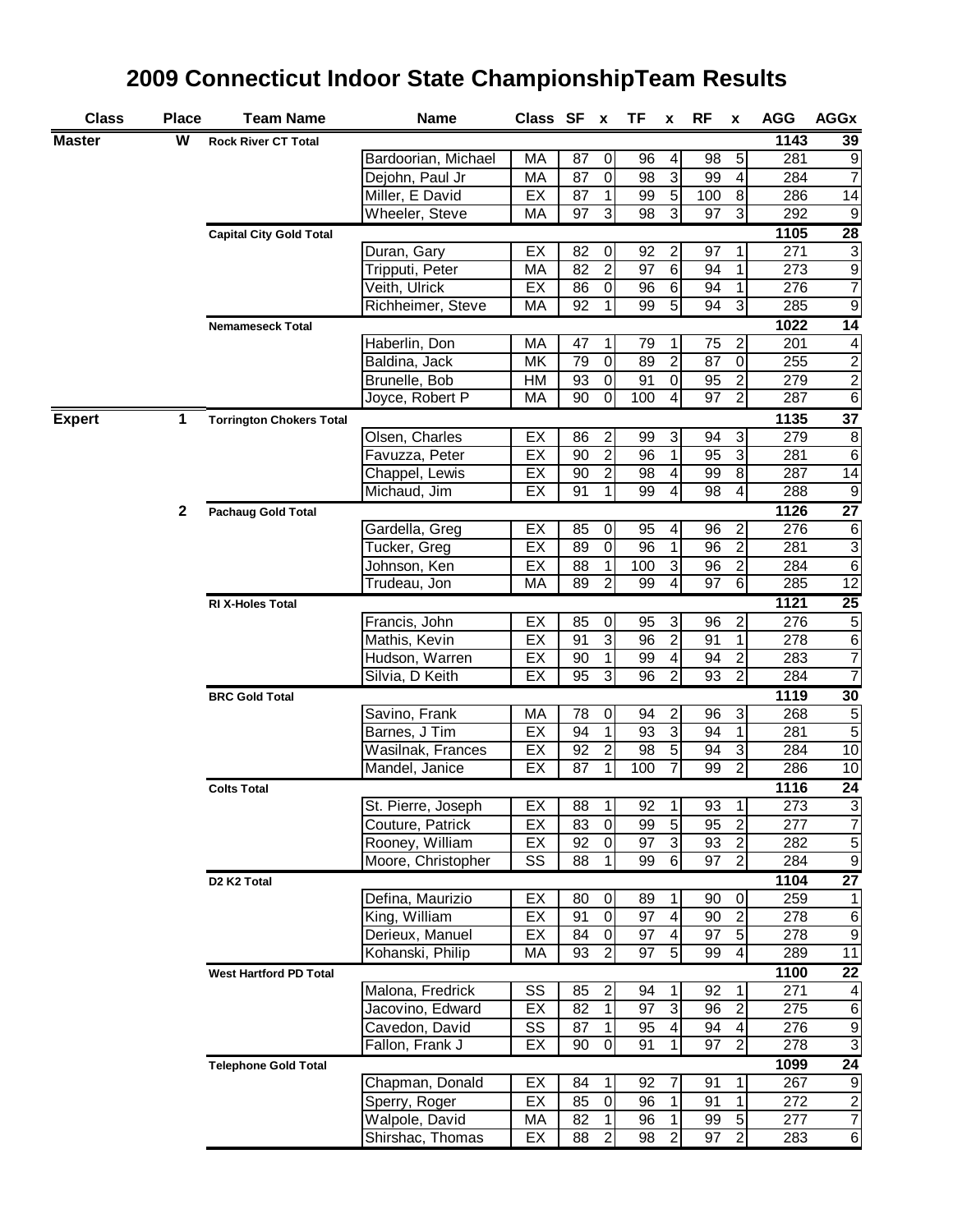# 2009 Connecticut Indoor State ChampionshipTeam Results

| Class | Place | Team Name | Name | Class | SF | x | TF | x | RF | x | AGG | AGGx |
|---|---|---|---|---|---|---|---|---|---|---|---|---|
| **Master** | **W** | **Rock River CT Total** | | | | | | | | | **1143** | **39** |
| | | | Bardoorian, Michael | MA | 87 | 0 | 96 | 4 | 98 | 5 | 281 | 9 |
| | | | Dejohn, Paul Jr | MA | 87 | 0 | 98 | 3 | 99 | 4 | 284 | 7 |
| | | | Miller, E David | EX | 87 | 1 | 99 | 5 | 100 | 8 | 286 | 14 |
| | | | Wheeler, Steve | MA | 97 | 3 | 98 | 3 | 97 | 3 | 292 | 9 |
| | | **Capital City Gold Total** | | | | | | | | | **1105** | **28** |
| | | | Duran, Gary | EX | 82 | 0 | 92 | 2 | 97 | 1 | 271 | 3 |
| | | | Tripputi, Peter | MA | 82 | 2 | 97 | 6 | 94 | 1 | 273 | 9 |
| | | | Veith, Ulrick | EX | 86 | 0 | 96 | 6 | 94 | 1 | 276 | 7 |
| | | | Richheimer, Steve | MA | 92 | 1 | 99 | 5 | 94 | 3 | 285 | 9 |
| | | **Nemameseck Total** | | | | | | | | | **1022** | **14** |
| | | | Haberlin, Don | MA | 47 | 1 | 79 | 1 | 75 | 2 | 201 | 4 |
| | | | Baldina, Jack | MK | 79 | 0 | 89 | 2 | 87 | 0 | 255 | 2 |
| | | | Brunelle, Bob | HM | 93 | 0 | 91 | 0 | 95 | 2 | 279 | 2 |
| | | | Joyce, Robert P | MA | 90 | 0 | 100 | 4 | 97 | 2 | 287 | 6 |
| **Expert** | **1** | **Torrington Chokers Total** | | | | | | | | | **1135** | **37** |
| | | | Olsen, Charles | EX | 86 | 2 | 99 | 3 | 94 | 3 | 279 | 8 |
| | | | Favuzza, Peter | EX | 90 | 2 | 96 | 1 | 95 | 3 | 281 | 6 |
| | | | Chappel, Lewis | EX | 90 | 2 | 98 | 4 | 99 | 8 | 287 | 14 |
| | | | Michaud, Jim | EX | 91 | 1 | 99 | 4 | 98 | 4 | 288 | 9 |
| | **2** | **Pachaug Gold Total** | | | | | | | | | **1126** | **27** |
| | | | Gardella, Greg | EX | 85 | 0 | 95 | 4 | 96 | 2 | 276 | 6 |
| | | | Tucker, Greg | EX | 89 | 0 | 96 | 1 | 96 | 2 | 281 | 3 |
| | | | Johnson, Ken | EX | 88 | 1 | 100 | 3 | 96 | 2 | 284 | 6 |
| | | | Trudeau, Jon | MA | 89 | 2 | 99 | 4 | 97 | 6 | 285 | 12 |
| | | **RI X-Holes Total** | | | | | | | | | **1121** | **25** |
| | | | Francis, John | EX | 85 | 0 | 95 | 3 | 96 | 2 | 276 | 5 |
| | | | Mathis, Kevin | EX | 91 | 3 | 96 | 2 | 91 | 1 | 278 | 6 |
| | | | Hudson, Warren | EX | 90 | 1 | 99 | 4 | 94 | 2 | 283 | 7 |
| | | | Silvia, D Keith | EX | 95 | 3 | 96 | 2 | 93 | 2 | 284 | 7 |
| | | **BRC Gold Total** | | | | | | | | | **1119** | **30** |
| | | | Savino, Frank | MA | 78 | 0 | 94 | 2 | 96 | 3 | 268 | 5 |
| | | | Barnes, J Tim | EX | 94 | 1 | 93 | 3 | 94 | 1 | 281 | 5 |
| | | | Wasilnak, Frances | EX | 92 | 2 | 98 | 5 | 94 | 3 | 284 | 10 |
| | | | Mandel, Janice | EX | 87 | 1 | 100 | 7 | 99 | 2 | 286 | 10 |
| | | **Colts Total** | | | | | | | | | **1116** | **24** |
| | | | St. Pierre, Joseph | EX | 88 | 1 | 92 | 1 | 93 | 1 | 273 | 3 |
| | | | Couture, Patrick | EX | 83 | 0 | 99 | 5 | 95 | 2 | 277 | 7 |
| | | | Rooney, William | EX | 92 | 0 | 97 | 3 | 93 | 2 | 282 | 5 |
| | | | Moore, Christopher | SS | 88 | 1 | 99 | 6 | 97 | 2 | 284 | 9 |
| | | **D2 K2 Total** | | | | | | | | | **1104** | **27** |
| | | | Defina, Maurizio | EX | 80 | 0 | 89 | 1 | 90 | 0 | 259 | 1 |
| | | | King, William | EX | 91 | 0 | 97 | 4 | 90 | 2 | 278 | 6 |
| | | | Derieux, Manuel | EX | 84 | 0 | 97 | 4 | 97 | 5 | 278 | 9 |
| | | | Kohanski, Philip | MA | 93 | 2 | 97 | 5 | 99 | 4 | 289 | 11 |
| | | **West Hartford PD Total** | | | | | | | | | **1100** | **22** |
| | | | Malona, Fredrick | SS | 85 | 2 | 94 | 1 | 92 | 1 | 271 | 4 |
| | | | Jacovino, Edward | EX | 82 | 1 | 97 | 3 | 96 | 2 | 275 | 6 |
| | | | Cavedon, David | SS | 87 | 1 | 95 | 4 | 94 | 4 | 276 | 9 |
| | | | Fallon, Frank J | EX | 90 | 0 | 91 | 1 | 97 | 2 | 278 | 3 |
| | | **Telephone Gold Total** | | | | | | | | | **1099** | **24** |
| | | | Chapman, Donald | EX | 84 | 1 | 92 | 7 | 91 | 1 | 267 | 9 |
| | | | Sperry, Roger | EX | 85 | 0 | 96 | 1 | 91 | 1 | 272 | 2 |
| | | | Walpole, David | MA | 82 | 1 | 96 | 1 | 99 | 5 | 277 | 7 |
| | | | Shirshac, Thomas | EX | 88 | 2 | 98 | 2 | 97 | 2 | 283 | 6 |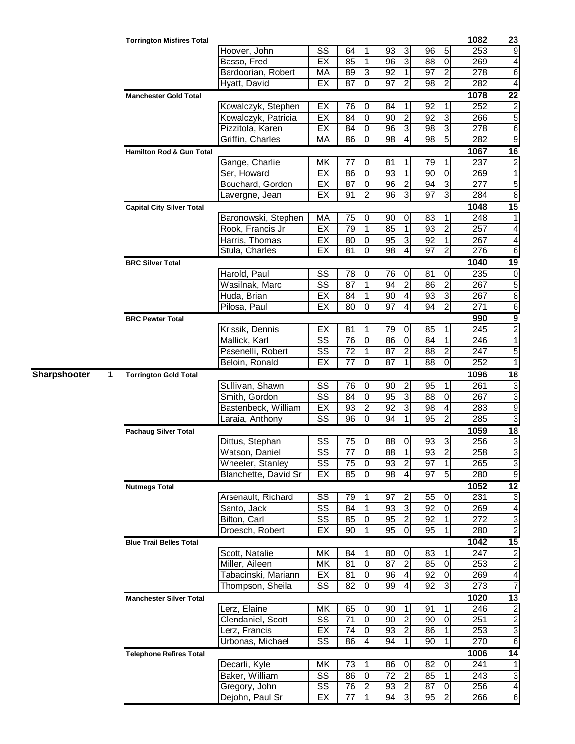| | | | | | | | | | | | | |
|---|---|---|---|---|---|---|---|---|---|---|---|---|
| | | **Torrington Misfires Total** | | | | | | | | | **1082** | **23** |
| | | | Hoover, John | SS | 64 | 1 | 93 | 3 | 96 | 5 | 253 | 9 |
| | | | Basso, Fred | EX | 85 | 1 | 96 | 3 | 88 | 0 | 269 | 4 |
| | | | Bardoorian, Robert | MA | 89 | 3 | 92 | 1 | 97 | 2 | 278 | 6 |
| | | | Hyatt, David | EX | 87 | 0 | 97 | 2 | 98 | 2 | 282 | 4 |
| | | **Manchester Gold Total** | | | | | | | | | **1078** | **22** |
| | | | Kowalczyk, Stephen | EX | 76 | 0 | 84 | 1 | 92 | 1 | 252 | 2 |
| | | | Kowalczyk, Patricia | EX | 84 | 0 | 90 | 2 | 92 | 3 | 266 | 5 |
| | | | Pizzitola, Karen | EX | 84 | 0 | 96 | 3 | 98 | 3 | 278 | 6 |
| | | | Griffin, Charles | MA | 86 | 0 | 98 | 4 | 98 | 5 | 282 | 9 |
| | | **Hamilton Rod & Gun Total** | | | | | | | | | **1067** | **16** |
| | | | Gange, Charlie | MK | 77 | 0 | 81 | 1 | 79 | 1 | 237 | 2 |
| | | | Ser, Howard | EX | 86 | 0 | 93 | 1 | 90 | 0 | 269 | 1 |
| | | | Bouchard, Gordon | EX | 87 | 0 | 96 | 2 | 94 | 3 | 277 | 5 |
| | | | Lavergne, Jean | EX | 91 | 2 | 96 | 3 | 97 | 3 | 284 | 8 |
| | | **Capital City Silver Total** | | | | | | | | | **1048** | **15** |
| | | | Baronowski, Stephen | MA | 75 | 0 | 90 | 0 | 83 | 1 | 248 | 1 |
| | | | Rook, Francis Jr | EX | 79 | 1 | 85 | 1 | 93 | 2 | 257 | 4 |
| | | | Harris, Thomas | EX | 80 | 0 | 95 | 3 | 92 | 1 | 267 | 4 |
| | | | Stula, Charles | EX | 81 | 0 | 98 | 4 | 97 | 2 | 276 | 6 |
| | | **BRC Silver Total** | | | | | | | | | **1040** | **19** |
| | | | Harold, Paul | SS | 78 | 0 | 76 | 0 | 81 | 0 | 235 | 0 |
| | | | Wasilnak, Marc | SS | 87 | 1 | 94 | 2 | 86 | 2 | 267 | 5 |
| | | | Huda, Brian | EX | 84 | 1 | 90 | 4 | 93 | 3 | 267 | 8 |
| | | | Pilosa, Paul | EX | 80 | 0 | 97 | 4 | 94 | 2 | 271 | 6 |
| | | **BRC Pewter Total** | | | | | | | | | **990** | **9** |
| | | | Krissik, Dennis | EX | 81 | 1 | 79 | 0 | 85 | 1 | 245 | 2 |
| | | | Mallick, Karl | SS | 76 | 0 | 86 | 0 | 84 | 1 | 246 | 1 |
| | | | Pasenelli, Robert | SS | 72 | 1 | 87 | 2 | 88 | 2 | 247 | 5 |
| | | | Beloin, Ronald | EX | 77 | 0 | 87 | 1 | 88 | 0 | 252 | 1 |
| **Sharpshooter** | **1** | **Torrington Gold Total** | | | | | | | | | **1096** | **18** |
| | | | Sullivan, Shawn | SS | 76 | 0 | 90 | 2 | 95 | 1 | 261 | 3 |
| | | | Smith, Gordon | SS | 84 | 0 | 95 | 3 | 88 | 0 | 267 | 3 |
| | | | Bastenbeck, William | EX | 93 | 2 | 92 | 3 | 98 | 4 | 283 | 9 |
| | | | Laraia, Anthony | SS | 96 | 0 | 94 | 1 | 95 | 2 | 285 | 3 |
| | | **Pachaug Silver Total** | | | | | | | | | **1059** | **18** |
| | | | Dittus, Stephan | SS | 75 | 0 | 88 | 0 | 93 | 3 | 256 | 3 |
| | | | Watson, Daniel | SS | 77 | 0 | 88 | 1 | 93 | 2 | 258 | 3 |
| | | | Wheeler, Stanley | SS | 75 | 0 | 93 | 2 | 97 | 1 | 265 | 3 |
| | | | Blanchette, David Sr | EX | 85 | 0 | 98 | 4 | 97 | 5 | 280 | 9 |
| | | **Nutmegs Total** | | | | | | | | | **1052** | **12** |
| | | | Arsenault, Richard | SS | 79 | 1 | 97 | 2 | 55 | 0 | 231 | 3 |
| | | | Santo, Jack | SS | 84 | 1 | 93 | 3 | 92 | 0 | 269 | 4 |
| | | | Bilton, Carl | SS | 85 | 0 | 95 | 2 | 92 | 1 | 272 | 3 |
| | | | Droesch, Robert | EX | 90 | 1 | 95 | 0 | 95 | 1 | 280 | 2 |
| | | **Blue Trail Belles Total** | | | | | | | | | **1042** | **15** |
| | | | Scott, Natalie | MK | 84 | 1 | 80 | 0 | 83 | 1 | 247 | 2 |
| | | | Miller, Aileen | MK | 81 | 0 | 87 | 2 | 85 | 0 | 253 | 2 |
| | | | Tabacinski, Mariann | EX | 81 | 0 | 96 | 4 | 92 | 0 | 269 | 4 |
| | | | Thompson, Sheila | SS | 82 | 0 | 99 | 4 | 92 | 3 | 273 | 7 |
| | | **Manchester Silver Total** | | | | | | | | | **1020** | **13** |
| | | | Lerz, Elaine | MK | 65 | 0 | 90 | 1 | 91 | 1 | 246 | 2 |
| | | | Clendaniel, Scott | SS | 71 | 0 | 90 | 2 | 90 | 0 | 251 | 2 |
| | | | Lerz, Francis | EX | 74 | 0 | 93 | 2 | 86 | 1 | 253 | 3 |
| | | | Urbonas, Michael | SS | 86 | 4 | 94 | 1 | 90 | 1 | 270 | 6 |
| | | **Telephone Refires Total** | | | | | | | | | **1006** | **14** |
| | | | Decarli, Kyle | MK | 73 | 1 | 86 | 0 | 82 | 0 | 241 | 1 |
| | | | Baker, William | SS | 86 | 0 | 72 | 2 | 85 | 1 | 243 | 3 |
| | | | Gregory, John | SS | 76 | 2 | 93 | 2 | 87 | 0 | 256 | 4 |
| | | | Dejohn, Paul Sr | EX | 77 | 1 | 94 | 3 | 95 | 2 | 266 | 6 |